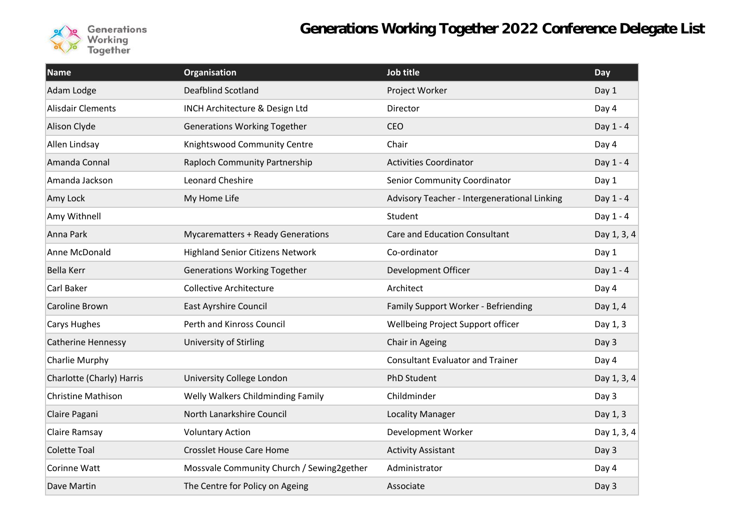# Generations Working Together 2022 Conference Delegate List

| Name | Organisation | Job title | Day |
|---|---|---|---|
| Adam Lodge | Deafblind Scotland | Project Worker | Day 1 |
| Alisdair Clements | INCH Architecture & Design Ltd | Director | Day 4 |
| Alison Clyde | Generations Working Together | CEO | Day 1 - 4 |
| Allen Lindsay | Knightswood Community Centre | Chair | Day 4 |
| Amanda Connal | Raploch Community Partnership | Activities Coordinator | Day 1 - 4 |
| Amanda Jackson | Leonard Cheshire | Senior Community Coordinator | Day 1 |
| Amy Lock | My Home Life | Advisory Teacher - Intergenerational Linking | Day 1 - 4 |
| Amy Withnell | | Student | Day 1 - 4 |
| Anna Park | Mycarematters + Ready Generations | Care and Education Consultant | Day 1, 3, 4 |
| Anne McDonald | Highland Senior Citizens Network | Co-ordinator | Day 1 |
| Bella Kerr | Generations Working Together | Development Officer | Day 1 - 4 |
| Carl Baker | Collective Architecture | Architect | Day 4 |
| Caroline Brown | East Ayrshire Council | Family Support Worker - Befriending | Day 1, 4 |
| Carys Hughes | Perth and Kinross Council | Wellbeing Project Support officer | Day 1, 3 |
| Catherine Hennessy | University of Stirling | Chair in Ageing | Day 3 |
| Charlie Murphy | | Consultant Evaluator and Trainer | Day 4 |
| Charlotte (Charly) Harris | University College London | PhD Student | Day 1, 3, 4 |
| Christine Mathison | Welly Walkers Childminding Family | Childminder | Day 3 |
| Claire Pagani | North Lanarkshire Council | Locality Manager | Day 1, 3 |
| Claire Ramsay | Voluntary Action | Development Worker | Day 1, 3, 4 |
| Colette Toal | Crosslet House Care Home | Activity Assistant | Day 3 |
| Corinne Watt | Mossvale Community Church / Sewing2gether | Administrator | Day 4 |
| Dave Martin | The Centre for Policy on Ageing | Associate | Day 3 |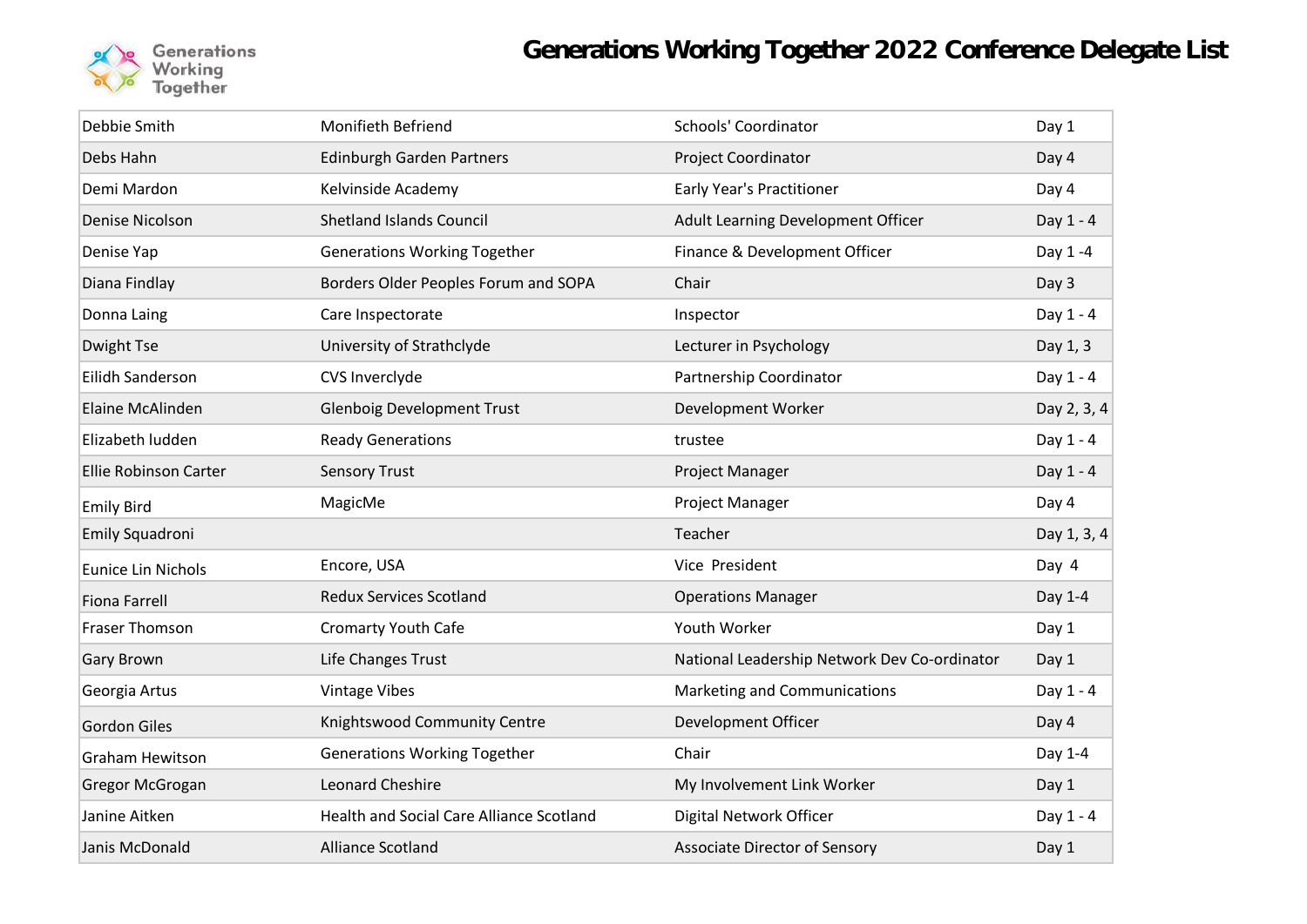# Generations Working Together 2022 Conference Delegate List

| | | | |
|---|---|---|---|
| Debbie Smith | Monifieth Befriend | Schools' Coordinator | Day 1 |
| Debs Hahn | Edinburgh Garden Partners | Project Coordinator | Day 4 |
| Demi Mardon | Kelvinside Academy | Early Year's Practitioner | Day 4 |
| Denise Nicolson | Shetland Islands Council | Adult Learning Development Officer | Day 1 - 4 |
| Denise Yap | Generations Working Together | Finance & Development Officer | Day 1 -4 |
| Diana Findlay | Borders Older Peoples Forum and SOPA | Chair | Day 3 |
| Donna Laing | Care Inspectorate | Inspector | Day 1 - 4 |
| Dwight Tse | University of Strathclyde | Lecturer in Psychology | Day 1, 3 |
| Eilidh Sanderson | CVS Inverclyde | Partnership Coordinator | Day 1 - 4 |
| Elaine McAlinden | Glenboig Development Trust | Development Worker | Day 2, 3, 4 |
| Elizabeth ludden | Ready Generations | trustee | Day 1 - 4 |
| Ellie Robinson Carter | Sensory Trust | Project Manager | Day 1 - 4 |
| Emily Bird | MagicMe | Project Manager | Day 4 |
| Emily Squadroni | | Teacher | Day 1, 3, 4 |
| Eunice Lin Nichols | Encore, USA | Vice President | Day 4 |
| Fiona Farrell | Redux Services Scotland | Operations Manager | Day 1-4 |
| Fraser Thomson | Cromarty Youth Cafe | Youth Worker | Day 1 |
| Gary Brown | Life Changes Trust | National Leadership Network Dev Co-ordinator | Day 1 |
| Georgia Artus | Vintage Vibes | Marketing and Communications | Day 1 - 4 |
| Gordon Giles | Knightswood Community Centre | Development Officer | Day 4 |
| Graham Hewitson | Generations Working Together | Chair | Day 1-4 |
| Gregor McGrogan | Leonard Cheshire | My Involvement Link Worker | Day 1 |
| Janine Aitken | Health and Social Care Alliance Scotland | Digital Network Officer | Day 1 - 4 |
| Janis McDonald | Alliance Scotland | Associate Director of Sensory | Day 1 |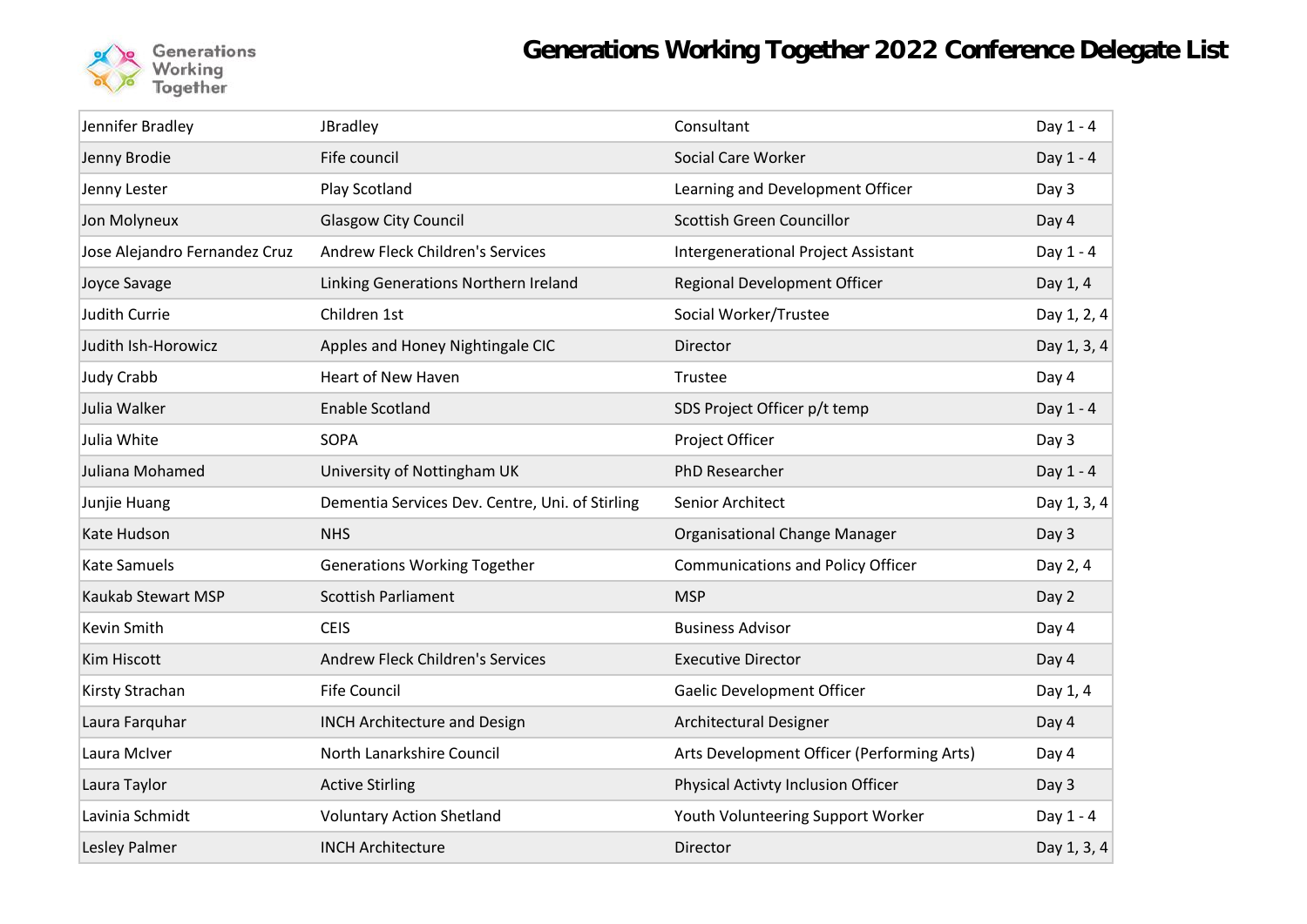# Generations Working Together 2022 Conference Delegate List

| | | | |
|---|---|---|---|
| Jennifer Bradley | JBradley | Consultant | Day 1 - 4 |
| Jenny Brodie | Fife council | Social Care Worker | Day 1 - 4 |
| Jenny Lester | Play Scotland | Learning and Development Officer | Day 3 |
| Jon Molyneux | Glasgow City Council | Scottish Green Councillor | Day 4 |
| Jose Alejandro Fernandez Cruz | Andrew Fleck Children's Services | Intergenerational Project Assistant | Day 1 - 4 |
| Joyce Savage | Linking Generations Northern Ireland | Regional Development Officer | Day 1, 4 |
| Judith Currie | Children 1st | Social Worker/Trustee | Day 1, 2, 4 |
| Judith Ish-Horowicz | Apples and Honey Nightingale CIC | Director | Day 1, 3, 4 |
| Judy Crabb | Heart of New Haven | Trustee | Day 4 |
| Julia Walker | Enable Scotland | SDS Project Officer p/t temp | Day 1 - 4 |
| Julia White | SOPA | Project Officer | Day 3 |
| Juliana Mohamed | University of Nottingham UK | PhD Researcher | Day 1 - 4 |
| Junjie Huang | Dementia Services Dev. Centre, Uni. of Stirling | Senior Architect | Day 1, 3, 4 |
| Kate Hudson | NHS | Organisational Change Manager | Day 3 |
| Kate Samuels | Generations Working Together | Communications and Policy Officer | Day 2, 4 |
| Kaukab Stewart MSP | Scottish Parliament | MSP | Day 2 |
| Kevin Smith | CEIS | Business Advisor | Day 4 |
| Kim Hiscott | Andrew Fleck Children's Services | Executive Director | Day 4 |
| Kirsty Strachan | Fife Council | Gaelic Development Officer | Day 1, 4 |
| Laura Farquhar | INCH Architecture and Design | Architectural Designer | Day 4 |
| Laura McIver | North Lanarkshire Council | Arts Development Officer (Performing Arts) | Day 4 |
| Laura Taylor | Active Stirling | Physical Activty Inclusion Officer | Day 3 |
| Lavinia Schmidt | Voluntary Action Shetland | Youth Volunteering Support Worker | Day 1 - 4 |
| Lesley Palmer | INCH Architecture | Director | Day 1, 3, 4 |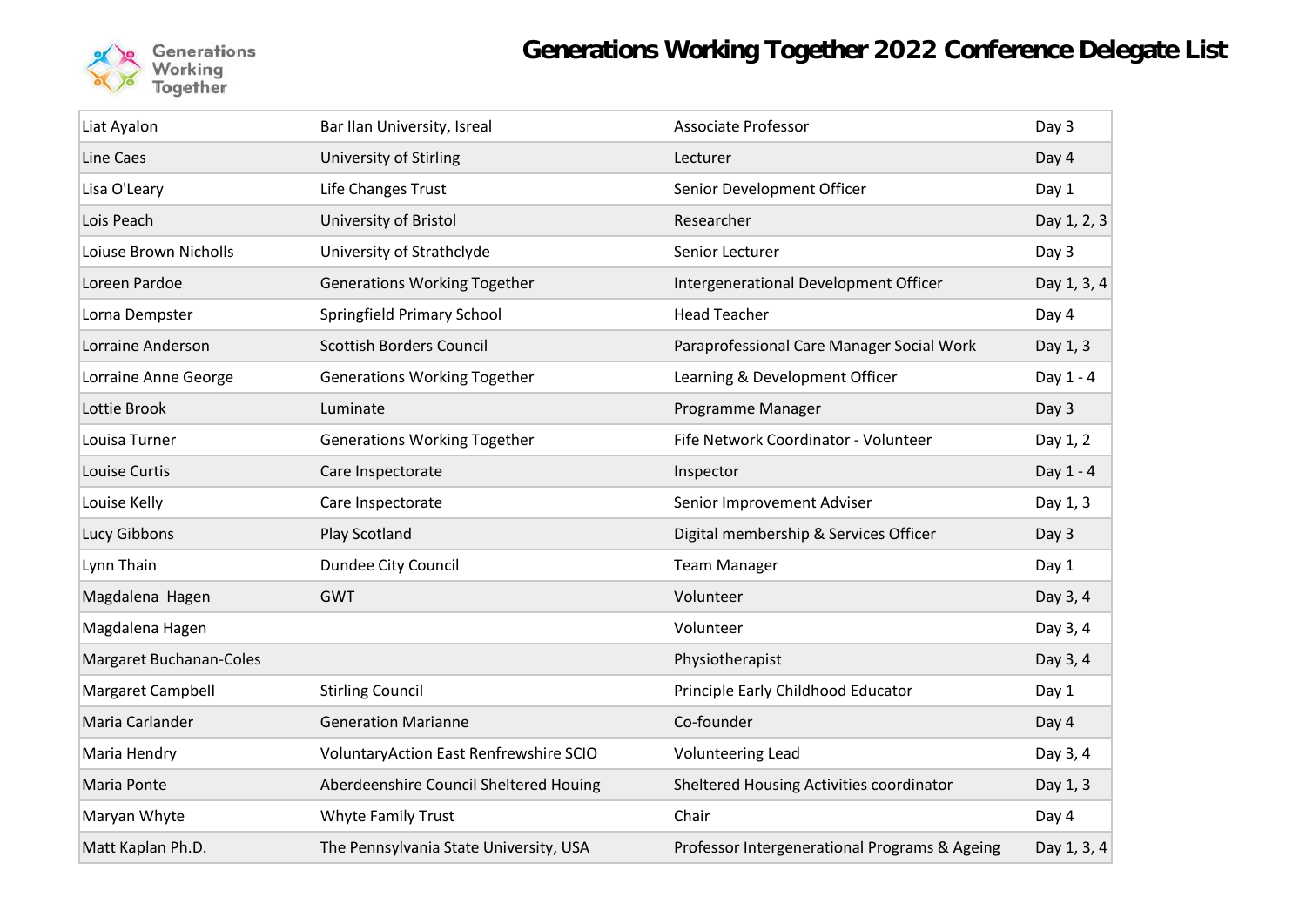# Generations Working Together 2022 Conference Delegate List

| | | | |
|---|---|---|---|
| Liat Ayalon | Bar IIan University, Isreal | Associate Professor | Day 3 |
| Line Caes | University of Stirling | Lecturer | Day 4 |
| Lisa O'Leary | Life Changes Trust | Senior Development Officer | Day 1 |
| Lois Peach | University of Bristol | Researcher | Day 1, 2, 3 |
| Loiuse Brown Nicholls | University of Strathclyde | Senior Lecturer | Day 3 |
| Loreen Pardoe | Generations Working Together | Intergenerational Development Officer | Day 1, 3, 4 |
| Lorna Dempster | Springfield Primary School | Head Teacher | Day 4 |
| Lorraine Anderson | Scottish Borders Council | Paraprofessional Care Manager Social Work | Day 1, 3 |
| Lorraine Anne George | Generations Working Together | Learning & Development Officer | Day 1 - 4 |
| Lottie Brook | Luminate | Programme Manager | Day 3 |
| Louisa Turner | Generations Working Together | Fife Network Coordinator - Volunteer | Day 1, 2 |
| Louise Curtis | Care Inspectorate | Inspector | Day 1 - 4 |
| Louise Kelly | Care Inspectorate | Senior Improvement Adviser | Day 1, 3 |
| Lucy Gibbons | Play Scotland | Digital membership & Services Officer | Day 3 |
| Lynn Thain | Dundee City Council | Team Manager | Day 1 |
| Magdalena  Hagen | GWT | Volunteer | Day 3, 4 |
| Magdalena Hagen | | Volunteer | Day 3, 4 |
| Margaret Buchanan-Coles | | Physiotherapist | Day 3, 4 |
| Margaret Campbell | Stirling Council | Principle Early Childhood Educator | Day 1 |
| Maria Carlander | Generation Marianne | Co-founder | Day 4 |
| Maria Hendry | VoluntaryAction East Renfrewshire SCIO | Volunteering Lead | Day 3, 4 |
| Maria Ponte | Aberdeenshire Council Sheltered Houing | Sheltered Housing Activities coordinator | Day 1, 3 |
| Maryan Whyte | Whyte Family Trust | Chair | Day 4 |
| Matt Kaplan Ph.D. | The Pennsylvania State University, USA | Professor Intergenerational Programs & Ageing | Day 1, 3, 4 |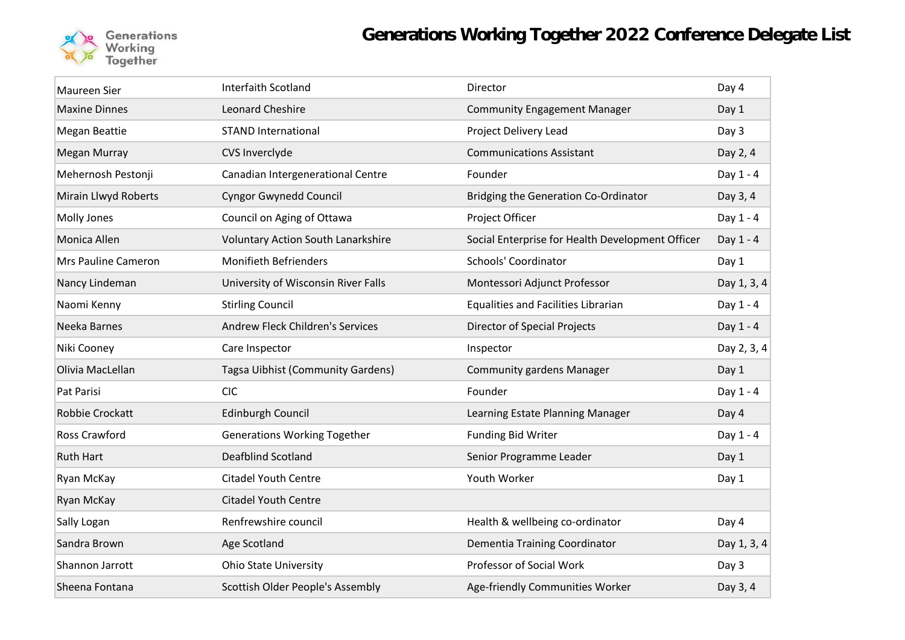# Generations Working Together 2022 Conference Delegate List

| | | | |
|---|---|---|---|
| Maureen Sier | Interfaith Scotland | Director | Day 4 |
| Maxine Dinnes | Leonard Cheshire | Community Engagement Manager | Day 1 |
| Megan Beattie | STAND International | Project Delivery Lead | Day 3 |
| Megan Murray | CVS Inverclyde | Communications Assistant | Day 2, 4 |
| Mehernosh Pestonji | Canadian Intergenerational Centre | Founder | Day 1 - 4 |
| Mirain Llwyd Roberts | Cyngor Gwynedd Council | Bridging the Generation Co-Ordinator | Day 3, 4 |
| Molly Jones | Council on Aging of Ottawa | Project Officer | Day 1 - 4 |
| Monica Allen | Voluntary Action South Lanarkshire | Social Enterprise for Health Development Officer | Day 1 - 4 |
| Mrs Pauline Cameron | Monifieth Befrienders | Schools' Coordinator | Day 1 |
| Nancy Lindeman | University of Wisconsin River Falls | Montessori Adjunct Professor | Day 1, 3, 4 |
| Naomi Kenny | Stirling Council | Equalities and Facilities Librarian | Day 1 - 4 |
| Neeka Barnes | Andrew Fleck Children's Services | Director of Special Projects | Day 1 - 4 |
| Niki Cooney | Care Inspector | Inspector | Day 2, 3, 4 |
| Olivia MacLellan | Tagsa Uibhist (Community Gardens) | Community gardens Manager | Day 1 |
| Pat Parisi | CIC | Founder | Day 1 - 4 |
| Robbie Crockatt | Edinburgh Council | Learning Estate Planning Manager | Day 4 |
| Ross Crawford | Generations Working Together | Funding Bid Writer | Day 1 - 4 |
| Ruth Hart | Deafblind Scotland | Senior Programme Leader | Day 1 |
| Ryan McKay | Citadel Youth Centre | Youth Worker | Day 1 |
| Ryan McKay | Citadel Youth Centre | | |
| Sally Logan | Renfrewshire council | Health & wellbeing co-ordinator | Day 4 |
| Sandra Brown | Age Scotland | Dementia Training Coordinator | Day 1, 3, 4 |
| Shannon Jarrott | Ohio State University | Professor of Social Work | Day 3 |
| Sheena Fontana | Scottish Older People's Assembly | Age-friendly Communities Worker | Day 3, 4 |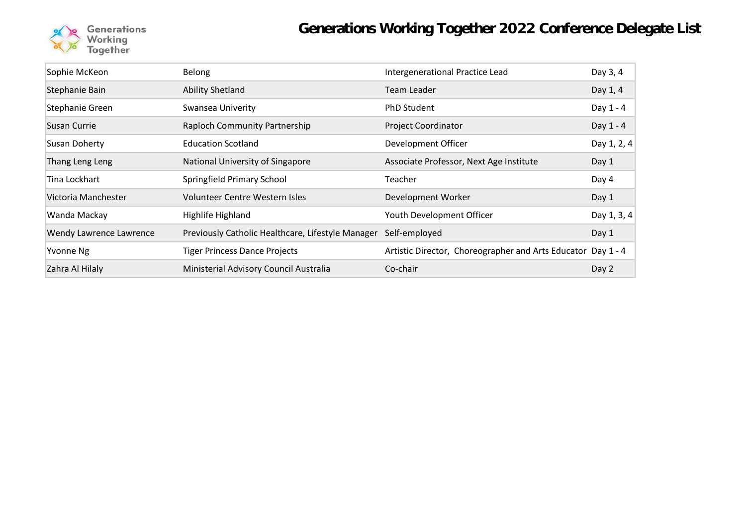# Generations Working Together 2022 Conference Delegate List

| | | | |
|---|---|---|---|
| Sophie McKeon | Belong | Intergenerational Practice Lead | Day 3, 4 |
| Stephanie Bain | Ability Shetland | Team Leader | Day 1, 4 |
| Stephanie Green | Swansea Univerity | PhD Student | Day 1 - 4 |
| Susan Currie | Raploch Community Partnership | Project Coordinator | Day 1 - 4 |
| Susan Doherty | Education Scotland | Development Officer | Day 1, 2, 4 |
| Thang Leng Leng | National University of Singapore | Associate Professor, Next Age Institute | Day 1 |
| Tina Lockhart | Springfield Primary School | Teacher | Day 4 |
| Victoria Manchester | Volunteer Centre Western Isles | Development Worker | Day 1 |
| Wanda Mackay | Highlife Highland | Youth Development Officer | Day 1, 3, 4 |
| Wendy Lawrence Lawrence | Previously Catholic Healthcare, Lifestyle Manager | Self-employed | Day 1 |
| Yvonne Ng | Tiger Princess Dance Projects | Artistic Director, Choreographer and Arts Educator | Day 1 - 4 |
| Zahra Al Hilaly | Ministerial Advisory Council Australia | Co-chair | Day 2 |